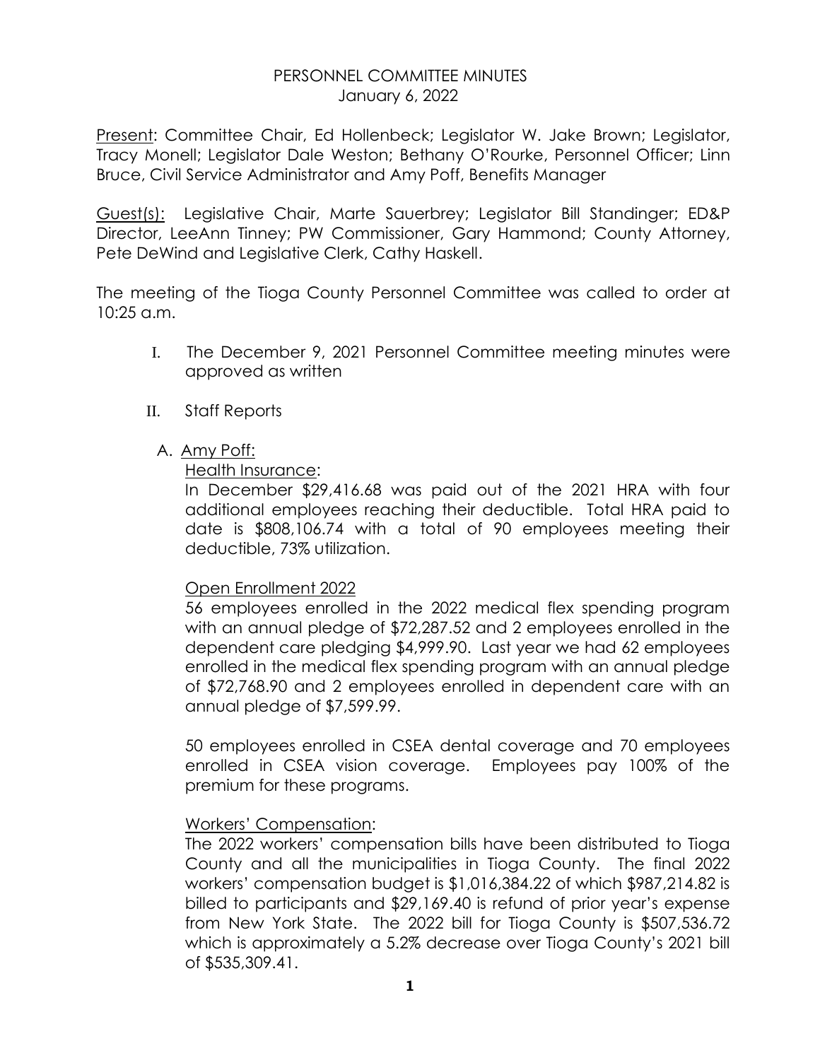# PERSONNEL COMMITTEE MINUTES

January 6, 2022

Present: Committee Chair, Ed Hollenbeck; Legislator W. Jake Brown; Legislator, Tracy Monell; Legislator Dale Weston; Bethany O'Rourke, Personnel Officer; Linn Bruce, Civil Service Administrator and Amy Poff, Benefits Manager

Guest(s): Legislative Chair, Marte Sauerbrey; Legislator Bill Standinger; ED&P Director, LeeAnn Tinney; PW Commissioner, Gary Hammond; County Attorney, Pete DeWind and Legislative Clerk, Cathy Haskell.

The meeting of the Tioga County Personnel Committee was called to order at 10:25 a.m.

I. The December 9, 2021 Personnel Committee meeting minutes were approved as written

II. Staff Reports

A. Amy Poff:

Health Insurance:

In December $29,416.68 was paid out of the 2021 HRA with four additional employees reaching their deductible. Total HRA paid to date is $808,106.74 with a total of 90 employees meeting their deductible, 73% utilization.

Open Enrollment 2022

56 employees enrolled in the 2022 medical flex spending program with an annual pledge of $72,287.52 and 2 employees enrolled in the dependent care pledging $4,999.90. Last year we had 62 employees enrolled in the medical flex spending program with an annual pledge of $72,768.90 and 2 employees enrolled in dependent care with an annual pledge of $7,599.99.

50 employees enrolled in CSEA dental coverage and 70 employees enrolled in CSEA vision coverage. Employees pay 100% of the premium for these programs.

Workers' Compensation:

The 2022 workers' compensation bills have been distributed to Tioga County and all the municipalities in Tioga County. The final 2022 workers' compensation budget is $1,016,384.22 of which $987,214.82 is billed to participants and $29,169.40 is refund of prior year's expense from New York State. The 2022 bill for Tioga County is $507,536.72 which is approximately a 5.2% decrease over Tioga County's 2021 bill of $535,309.41.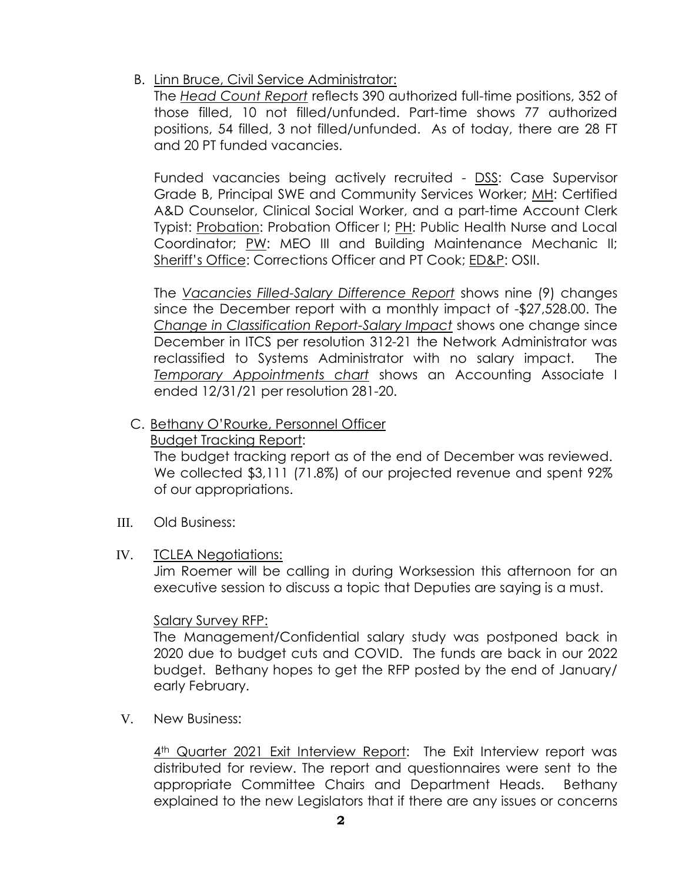B. <u>Linn Bruce, Civil Service Administrator:</u>

The *<u>Head Count Report</u>* reflects 390 authorized full-time positions, 352 of those filled, 10 not filled/unfunded. Part-time shows 77 authorized positions, 54 filled, 3 not filled/unfunded. As of today, there are 28 FT and 20 PT funded vacancies.

Funded vacancies being actively recruited - <u>DSS</u>: Case Supervisor Grade B, Principal SWE and Community Services Worker; <u>MH</u>: Certified A&D Counselor, Clinical Social Worker, and a part-time Account Clerk Typist: <u>Probation</u>: Probation Officer I; <u>PH</u>: Public Health Nurse and Local Coordinator; <u>PW</u>: MEO III and Building Maintenance Mechanic II; <u>Sheriff's Office</u>: Corrections Officer and PT Cook; <u>ED&P</u>: OSII.

The *<u>Vacancies Filled-Salary Difference Report</u>* shows nine (9) changes since the December report with a monthly impact of -$27,528.00. The *<u>Change in Classification Report-Salary Impact</u>* shows one change since December in ITCS per resolution 312-21 the Network Administrator was reclassified to Systems Administrator with no salary impact. The *<u>Temporary Appointments chart</u>* shows an Accounting Associate I ended 12/31/21 per resolution 281-20.

C. <u>Bethany O'Rourke, Personnel Officer</u>

<u>Budget Tracking Report</u>:

The budget tracking report as of the end of December was reviewed. We collected $3,111 (71.8%) of our projected revenue and spent 92% of our appropriations.

III. Old Business:

IV. <u>TCLEA Negotiations:</u>

Jim Roemer will be calling in during Worksession this afternoon for an executive session to discuss a topic that Deputies are saying is a must.

<u>Salary Survey RFP:</u>

The Management/Confidential salary study was postponed back in 2020 due to budget cuts and COVID. The funds are back in our 2022 budget. Bethany hopes to get the RFP posted by the end of January/ early February.

V. New Business:

<u>4th Quarter 2021 Exit Interview Report</u>: The Exit Interview report was distributed for review. The report and questionnaires were sent to the appropriate Committee Chairs and Department Heads. Bethany explained to the new Legislators that if there are any issues or concerns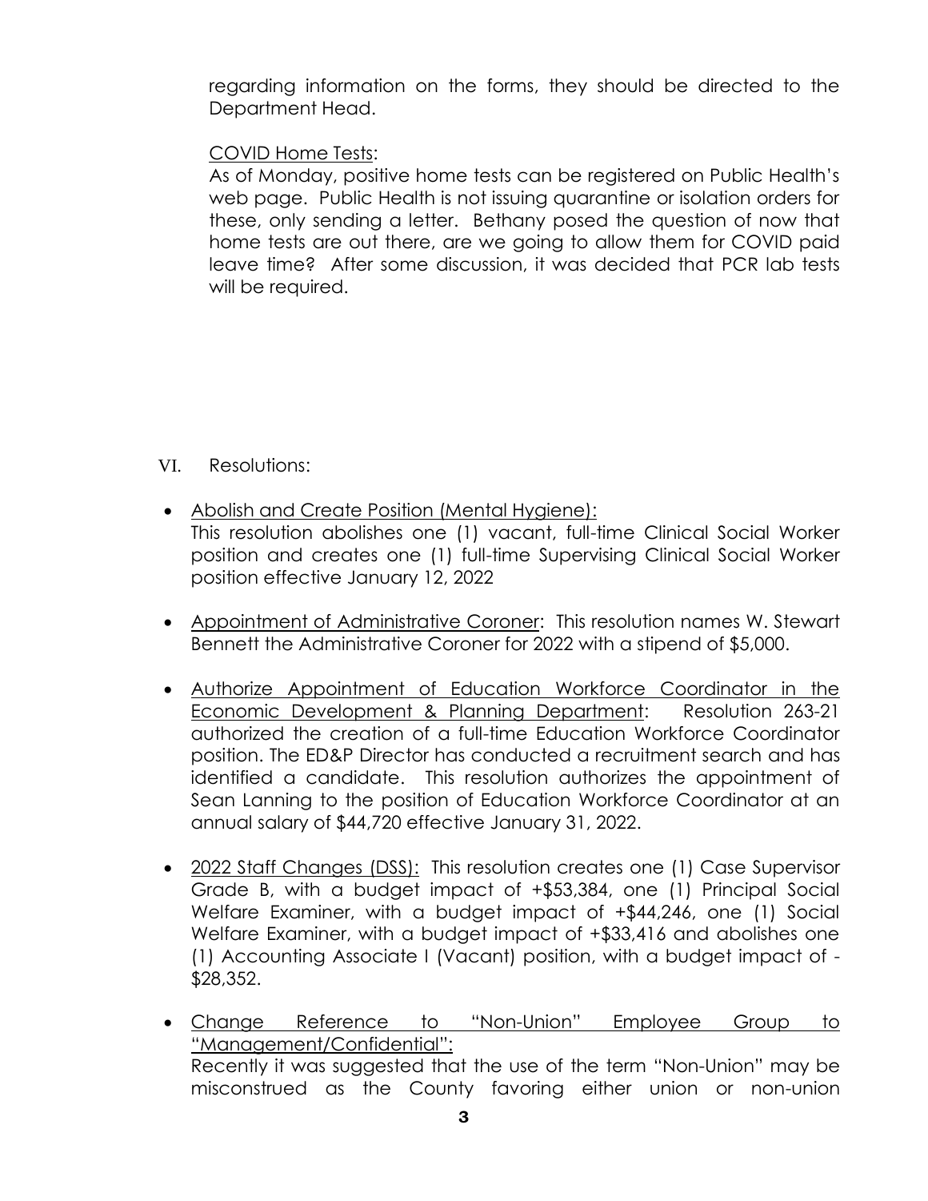regarding information on the forms, they should be directed to the Department Head.

<u>COVID Home Tests</u>:
As of Monday, positive home tests can be registered on Public Health's web page. Public Health is not issuing quarantine or isolation orders for these, only sending a letter. Bethany posed the question of now that home tests are out there, are we going to allow them for COVID paid leave time? After some discussion, it was decided that PCR lab tests will be required.

VI. Resolutions:

- <u>Abolish and Create Position (Mental Hygiene):</u>
  This resolution abolishes one (1) vacant, full-time Clinical Social Worker position and creates one (1) full-time Supervising Clinical Social Worker position effective January 12, 2022

- <u>Appointment of Administrative Coroner</u>: This resolution names W. Stewart Bennett the Administrative Coroner for 2022 with a stipend of $5,000.

- <u>Authorize Appointment of Education Workforce Coordinator in the Economic Development & Planning Department</u>: Resolution 263-21 authorized the creation of a full-time Education Workforce Coordinator position. The ED&P Director has conducted a recruitment search and has identified a candidate. This resolution authorizes the appointment of Sean Lanning to the position of Education Workforce Coordinator at an annual salary of $44,720 effective January 31, 2022.

- <u>2022 Staff Changes (DSS):</u> This resolution creates one (1) Case Supervisor Grade B, with a budget impact of +$53,384, one (1) Principal Social Welfare Examiner, with a budget impact of +$44,246, one (1) Social Welfare Examiner, with a budget impact of +$33,416 and abolishes one (1) Accounting Associate I (Vacant) position, with a budget impact of -$28,352.

- <u>Change Reference to "Non-Union" Employee Group to "Management/Confidential":</u>
  Recently it was suggested that the use of the term "Non-Union" may be misconstrued as the County favoring either union or non-union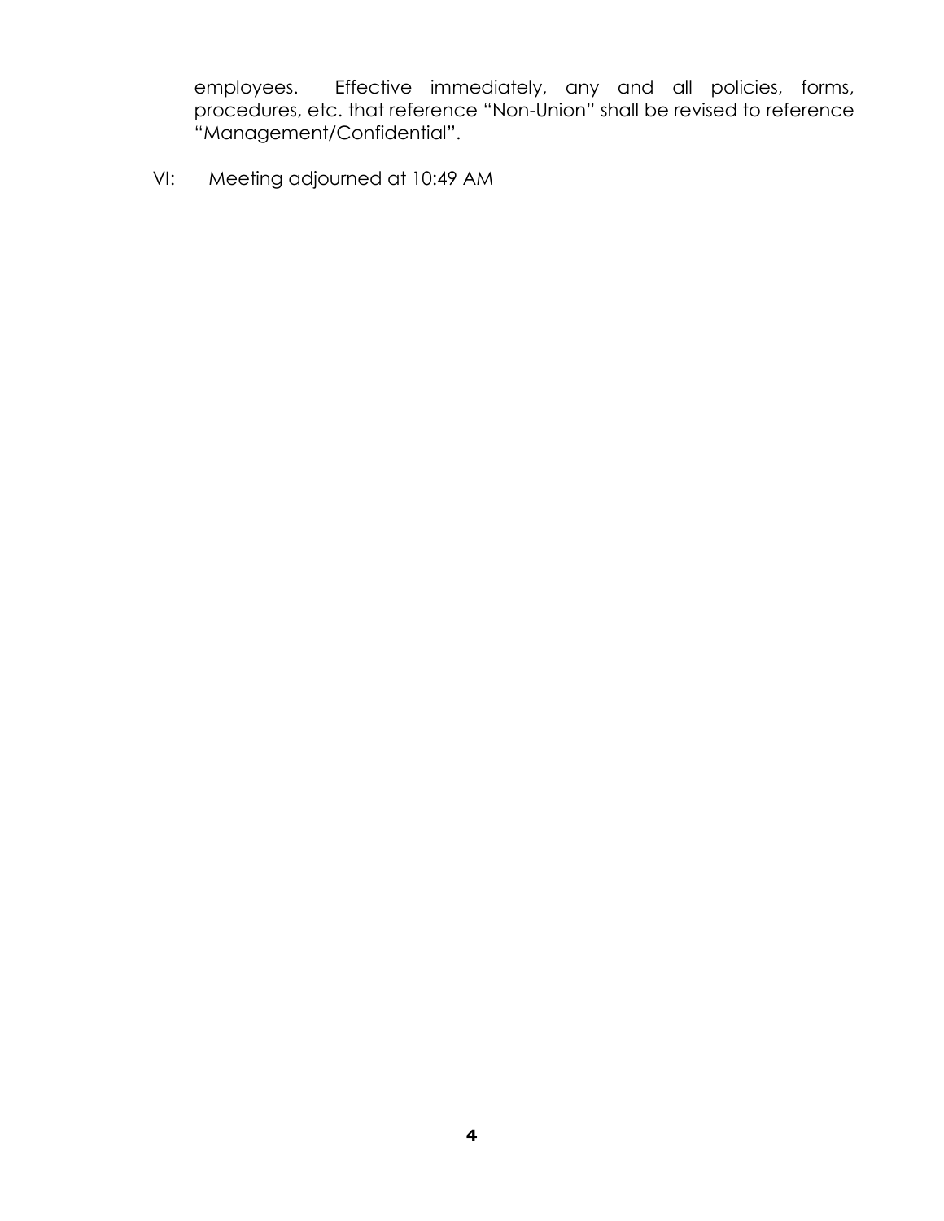employees. Effective immediately, any and all policies, forms, procedures, etc. that reference "Non-Union" shall be revised to reference "Management/Confidential".

VI: Meeting adjourned at 10:49 AM